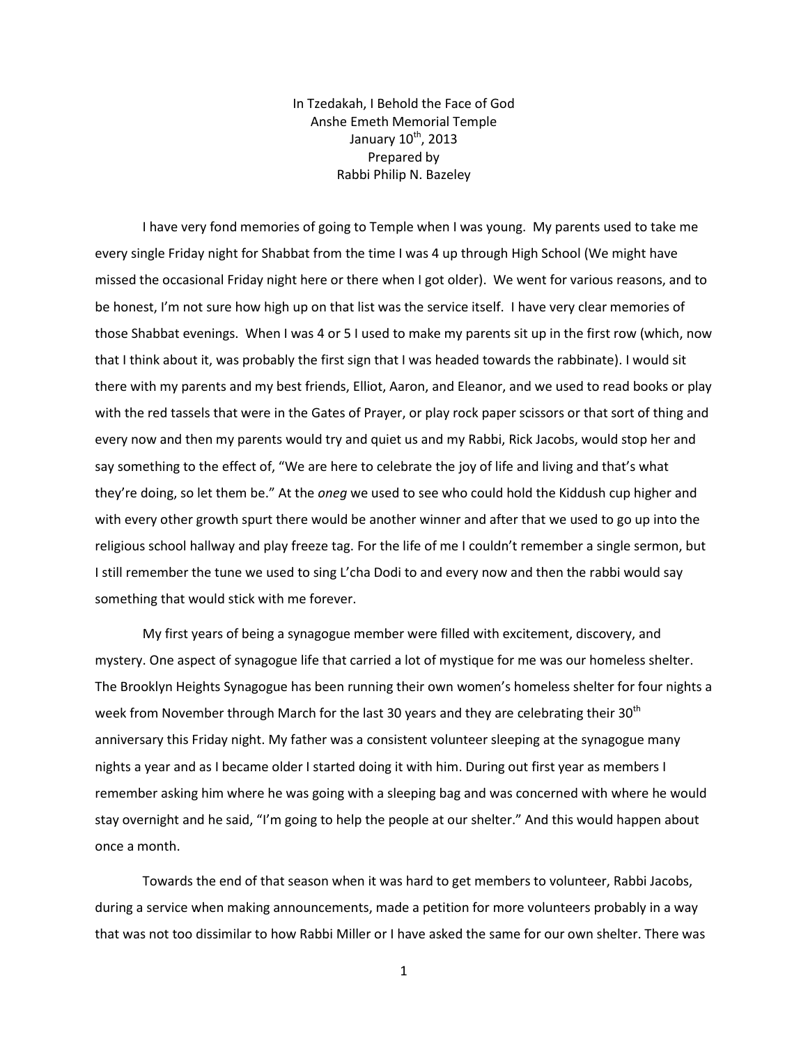In Tzedakah, I Behold the Face of God
Anshe Emeth Memorial Temple
January 10th, 2013
Prepared by
Rabbi Philip N. Bazeley

I have very fond memories of going to Temple when I was young. My parents used to take me every single Friday night for Shabbat from the time I was 4 up through High School (We might have missed the occasional Friday night here or there when I got older). We went for various reasons, and to be honest, I'm not sure how high up on that list was the service itself. I have very clear memories of those Shabbat evenings. When I was 4 or 5 I used to make my parents sit up in the first row (which, now that I think about it, was probably the first sign that I was headed towards the rabbinate). I would sit there with my parents and my best friends, Elliot, Aaron, and Eleanor, and we used to read books or play with the red tassels that were in the Gates of Prayer, or play rock paper scissors or that sort of thing and every now and then my parents would try and quiet us and my Rabbi, Rick Jacobs, would stop her and say something to the effect of, "We are here to celebrate the joy of life and living and that's what they're doing, so let them be." At the *oneg* we used to see who could hold the Kiddush cup higher and with every other growth spurt there would be another winner and after that we used to go up into the religious school hallway and play freeze tag. For the life of me I couldn't remember a single sermon, but I still remember the tune we used to sing L'cha Dodi to and every now and then the rabbi would say something that would stick with me forever.

My first years of being a synagogue member were filled with excitement, discovery, and mystery. One aspect of synagogue life that carried a lot of mystique for me was our homeless shelter. The Brooklyn Heights Synagogue has been running their own women's homeless shelter for four nights a week from November through March for the last 30 years and they are celebrating their 30th anniversary this Friday night. My father was a consistent volunteer sleeping at the synagogue many nights a year and as I became older I started doing it with him. During out first year as members I remember asking him where he was going with a sleeping bag and was concerned with where he would stay overnight and he said, "I'm going to help the people at our shelter." And this would happen about once a month.

Towards the end of that season when it was hard to get members to volunteer, Rabbi Jacobs, during a service when making announcements, made a petition for more volunteers probably in a way that was not too dissimilar to how Rabbi Miller or I have asked the same for our own shelter. There was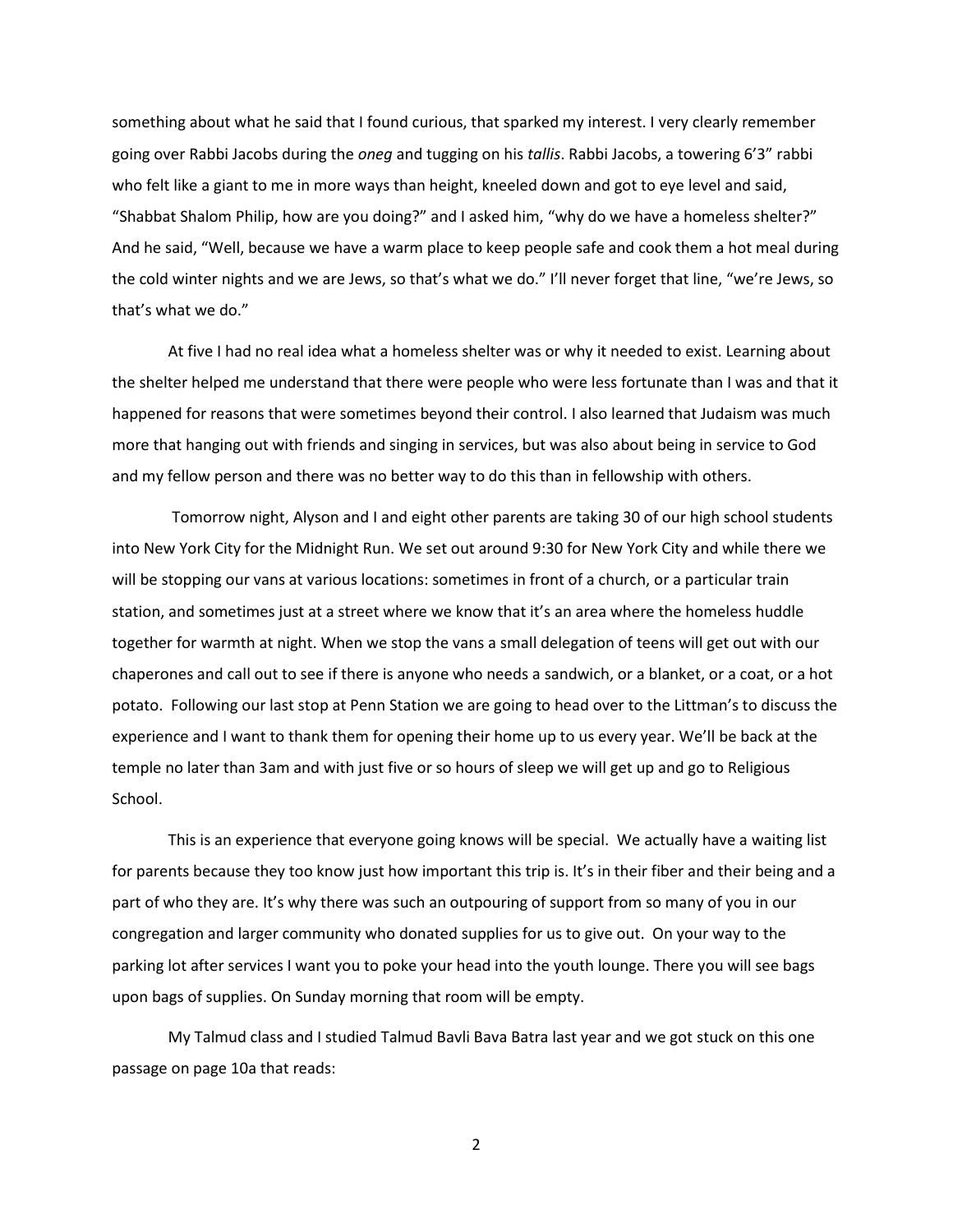something about what he said that I found curious, that sparked my interest. I very clearly remember going over Rabbi Jacobs during the *oneg* and tugging on his *tallis*. Rabbi Jacobs, a towering 6'3" rabbi who felt like a giant to me in more ways than height, kneeled down and got to eye level and said, "Shabbat Shalom Philip, how are you doing?" and I asked him, "why do we have a homeless shelter?" And he said, "Well, because we have a warm place to keep people safe and cook them a hot meal during the cold winter nights and we are Jews, so that's what we do." I'll never forget that line, "we're Jews, so that's what we do."

At five I had no real idea what a homeless shelter was or why it needed to exist. Learning about the shelter helped me understand that there were people who were less fortunate than I was and that it happened for reasons that were sometimes beyond their control. I also learned that Judaism was much more that hanging out with friends and singing in services, but was also about being in service to God and my fellow person and there was no better way to do this than in fellowship with others.

Tomorrow night, Alyson and I and eight other parents are taking 30 of our high school students into New York City for the Midnight Run. We set out around 9:30 for New York City and while there we will be stopping our vans at various locations: sometimes in front of a church, or a particular train station, and sometimes just at a street where we know that it's an area where the homeless huddle together for warmth at night. When we stop the vans a small delegation of teens will get out with our chaperones and call out to see if there is anyone who needs a sandwich, or a blanket, or a coat, or a hot potato. Following our last stop at Penn Station we are going to head over to the Littman's to discuss the experience and I want to thank them for opening their home up to us every year. We'll be back at the temple no later than 3am and with just five or so hours of sleep we will get up and go to Religious School.

This is an experience that everyone going knows will be special. We actually have a waiting list for parents because they too know just how important this trip is. It's in their fiber and their being and a part of who they are. It's why there was such an outpouring of support from so many of you in our congregation and larger community who donated supplies for us to give out. On your way to the parking lot after services I want you to poke your head into the youth lounge. There you will see bags upon bags of supplies. On Sunday morning that room will be empty.

My Talmud class and I studied Talmud Bavli Bava Batra last year and we got stuck on this one passage on page 10a that reads: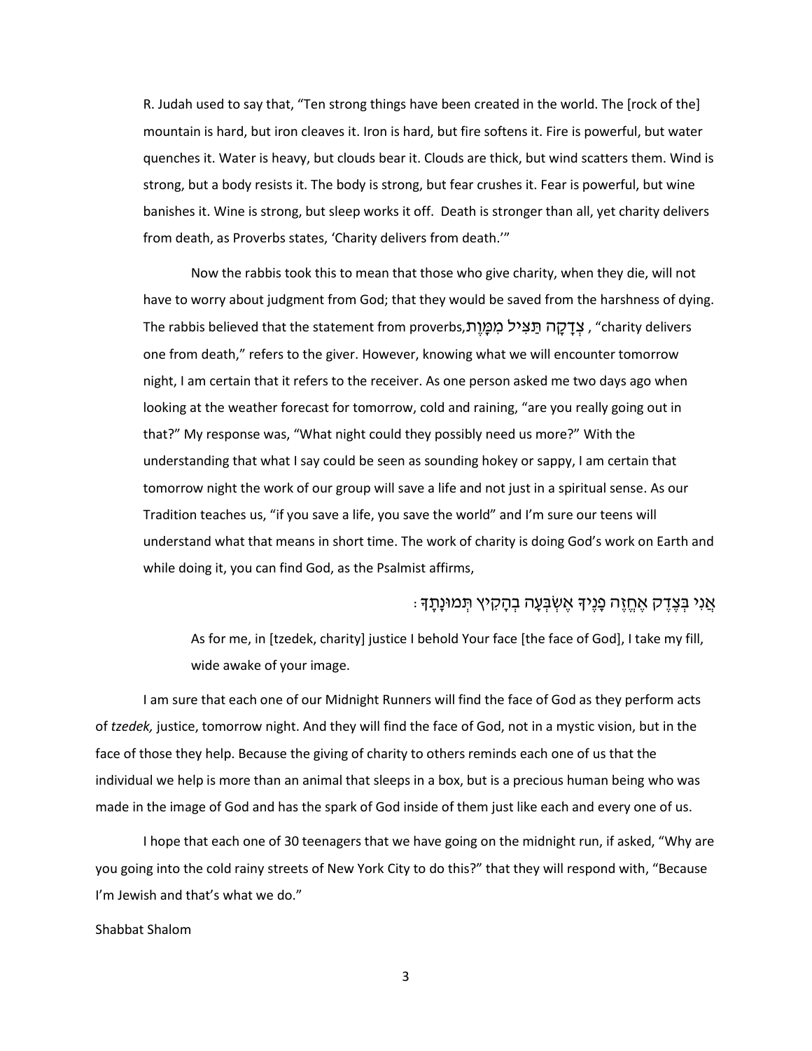R. Judah used to say that, "Ten strong things have been created in the world. The [rock of the] mountain is hard, but iron cleaves it. Iron is hard, but fire softens it. Fire is powerful, but water quenches it. Water is heavy, but clouds bear it. Clouds are thick, but wind scatters them. Wind is strong, but a body resists it. The body is strong, but fear crushes it. Fear is powerful, but wine banishes it. Wine is strong, but sleep works it off. Death is stronger than all, yet charity delivers from death, as Proverbs states, 'Charity delivers from death.'"

Now the rabbis took this to mean that those who give charity, when they die, will not have to worry about judgment from God; that they would be saved from the harshness of dying. The rabbis believed that the statement from proverbs, צְדָקָה תַּצִּיל מִמָּוֶת, "charity delivers one from death," refers to the giver. However, knowing what we will encounter tomorrow night, I am certain that it refers to the receiver. As one person asked me two days ago when looking at the weather forecast for tomorrow, cold and raining, "are you really going out in that?" My response was, "What night could they possibly need us more?" With the understanding that what I say could be seen as sounding hokey or sappy, I am certain that tomorrow night the work of our group will save a life and not just in a spiritual sense. As our Tradition teaches us, "if you save a life, you save the world" and I'm sure our teens will understand what that means in short time. The work of charity is doing God's work on Earth and while doing it, you can find God, as the Psalmist affirms,

אֲנִי בְּצֶדֶק אֶחֱזֶה פָנֶיךָ אֶשְׂבְּעָה בְהָקִיץ תְּמוּנָתֶךָ׃

> As for me, in [tzedek, charity] justice I behold Your face [the face of God], I take my fill, wide awake of your image.

I am sure that each one of our Midnight Runners will find the face of God as they perform acts of *tzedek,* justice, tomorrow night. And they will find the face of God, not in a mystic vision, but in the face of those they help. Because the giving of charity to others reminds each one of us that the individual we help is more than an animal that sleeps in a box, but is a precious human being who was made in the image of God and has the spark of God inside of them just like each and every one of us.

I hope that each one of 30 teenagers that we have going on the midnight run, if asked, "Why are you going into the cold rainy streets of New York City to do this?" that they will respond with, "Because I'm Jewish and that's what we do."

Shabbat Shalom